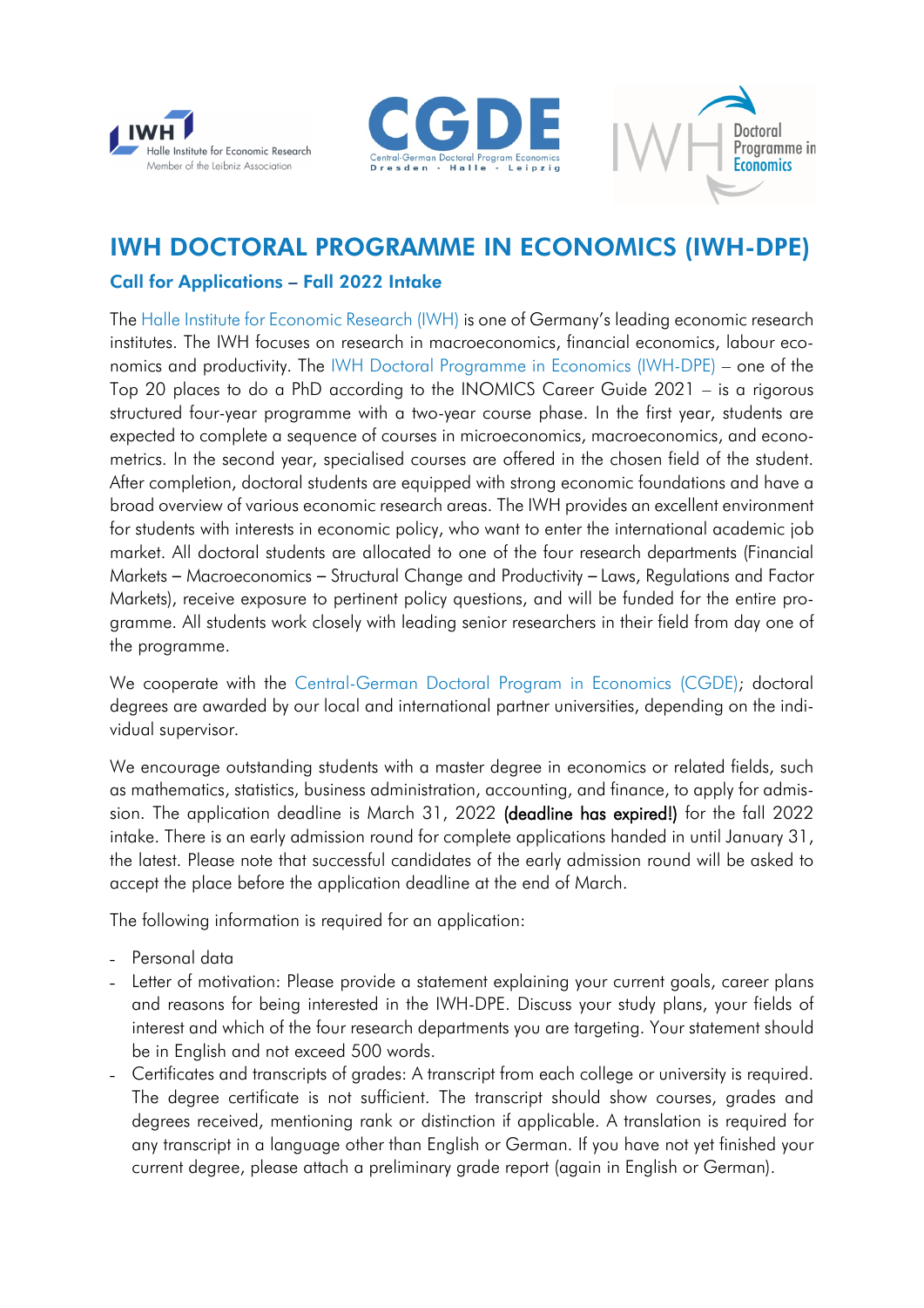# IWH DOCTORAL PROGRAMME IN ECONOMICS (IWH-DPE)

## Call for Applications – Fall 2022 Intake

The Halle Institute for Economic Research (IWH) is one of Germany's leading economic research institutes. The IWH focuses on research in macroeconomics, financial economics, labour economics and productivity. The IWH Doctoral Programme in Economics (IWH-DPE) – one of the Top 20 places to do a PhD according to the INOMICS Career Guide 2021 – is a rigorous structured four-year programme with a two-year course phase. In the first year, students are expected to complete a sequence of courses in microeconomics, macroeconomics, and econometrics. In the second year, specialised courses are offered in the chosen field of the student. After completion, doctoral students are equipped with strong economic foundations and have a broad overview of various economic research areas. The IWH provides an excellent environment for students with interests in economic policy, who want to enter the international academic job market. All doctoral students are allocated to one of the four research departments (Financial Markets – Macroeconomics – Structural Change and Productivity – Laws, Regulations and Factor Markets), receive exposure to pertinent policy questions, and will be funded for the entire programme. All students work closely with leading senior researchers in their field from day one of the programme.

We cooperate with the Central-German Doctoral Program in Economics (CGDE); doctoral degrees are awarded by our local and international partner universities, depending on the individual supervisor.

We encourage outstanding students with a master degree in economics or related fields, such as mathematics, statistics, business administration, accounting, and finance, to apply for admission. The application deadline is March 31, 2022 **(deadline has expired!)** for the fall 2022 intake. There is an early admission round for complete applications handed in until January 31, the latest. Please note that successful candidates of the early admission round will be asked to accept the place before the application deadline at the end of March.

The following information is required for an application:

- Personal data
- Letter of motivation: Please provide a statement explaining your current goals, career plans and reasons for being interested in the IWH-DPE. Discuss your study plans, your fields of interest and which of the four research departments you are targeting. Your statement should be in English and not exceed 500 words.
- Certificates and transcripts of grades: A transcript from each college or university is required. The degree certificate is not sufficient. The transcript should show courses, grades and degrees received, mentioning rank or distinction if applicable. A translation is required for any transcript in a language other than English or German. If you have not yet finished your current degree, please attach a preliminary grade report (again in English or German).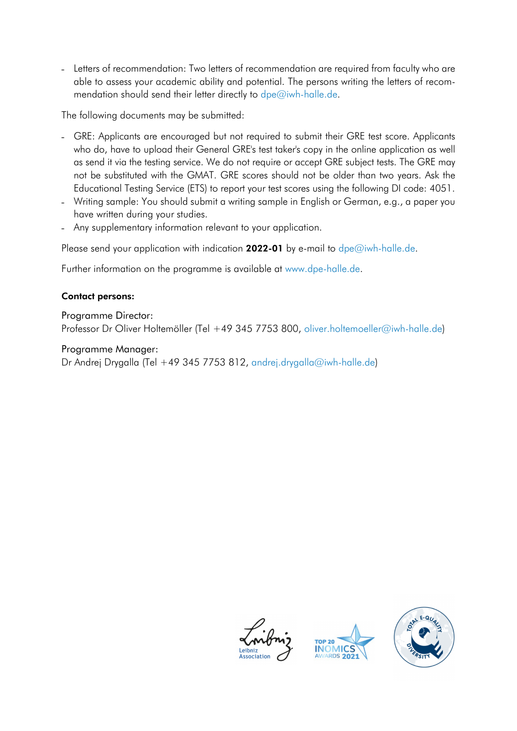- Letters of recommendation: Two letters of recommendation are required from faculty who are able to assess your academic ability and potential. The persons writing the letters of recommendation should send their letter directly to dpe@iwh-halle.de.

The following documents may be submitted:

- GRE: Applicants are encouraged but not required to submit their GRE test score. Applicants who do, have to upload their General GRE's test taker's copy in the online application as well as send it via the testing service. We do not require or accept GRE subject tests. The GRE may not be substituted with the GMAT. GRE scores should not be older than two years. Ask the Educational Testing Service (ETS) to report your test scores using the following DI code: 4051.
- Writing sample: You should submit a writing sample in English or German, e.g., a paper you have written during your studies.
- Any supplementary information relevant to your application.

Please send your application with indication **2022-01** by e-mail to dpe@iwh-halle.de.

Further information on the programme is available at www.dpe-halle.de.

**Contact persons:**

Programme Director:
Professor Dr Oliver Holtemöller (Tel +49 345 7753 800, oliver.holtemoeller@iwh-halle.de)

Programme Manager:
Dr Andrej Drygalla (Tel +49 345 7753 812, andrej.drygalla@iwh-halle.de)

Leibniz Association

TOP 20 INOMICS AWARDS 2021

TOTAL E-QUALITY DIVERSITY